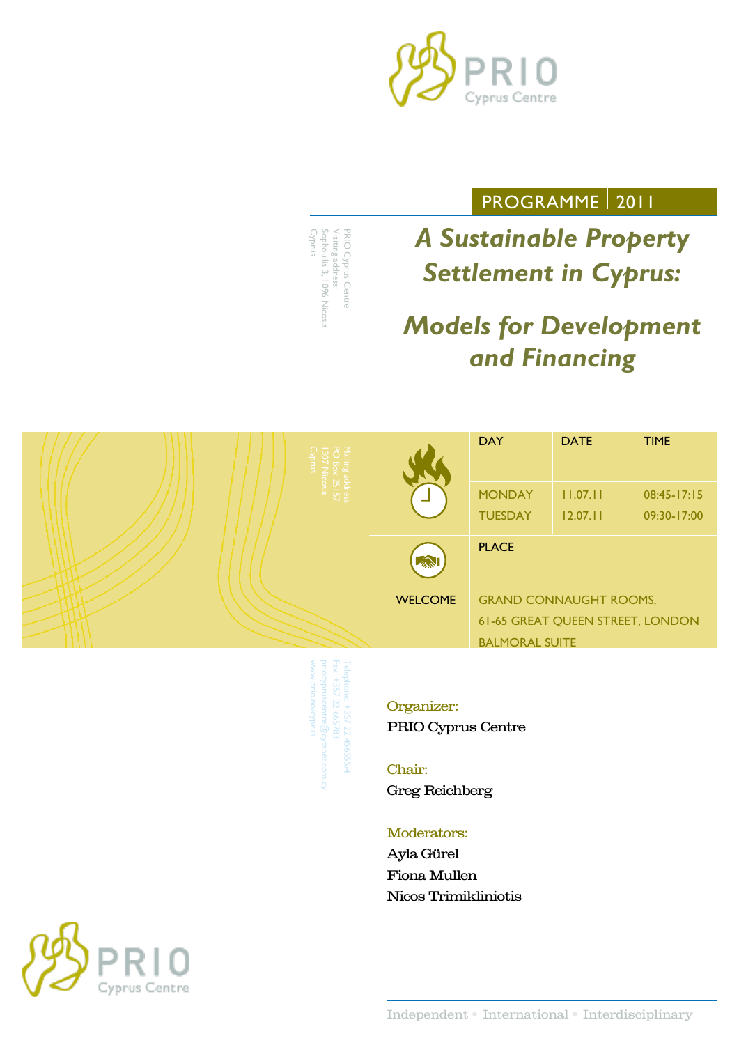PRIO Cyprus Centre

PROGRAMME | 2011

PRIO Cyprus Centre
Visiting address:
Sophouli 3, 1096 Nicosia
Cyprus

# *A Sustainable Property Settlement in Cyprus:*

# *Models for Development and Financing*

Mailing address:
PO Box 25157
1307 Nicosia
Cyprus

| DAY | DATE | TIME |
| --- | --- | --- |
| MONDAY | 11.07.11 | 08:45-17:15 |
| TUESDAY | 12.07.11 | 09:30-17:00 |

WELCOME

PLACE

GRAND CONNAUGHT ROOMS,
61-65 GREAT QUEEN STREET, LONDON
BALMORAL SUITE

Telephone: +357 22 456555/4
Fax: +357 22 665783
priocypruscentre@cytanet.com.cy
www.prio.no/cyprus

Organizer:
PRIO Cyprus Centre

Chair:
Greg Reichberg

Moderators:
Ayla Gürel
Fiona Mullen
Nicos Trimikliniotis

PRIO Cyprus Centre

Independent • International • Interdisciplinary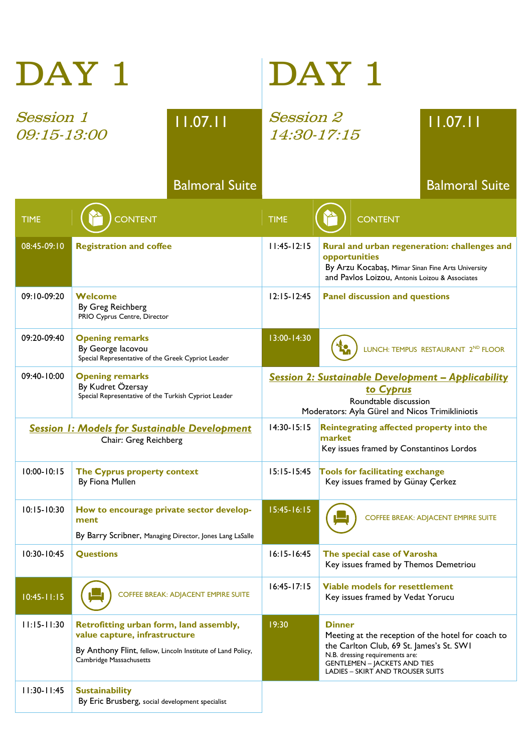# DAY 1

*Session 1*
*09:15-13:00*

11.07.11

Balmoral Suite

| TIME | CONTENT |
|---|---|
| 08:45-09:10 | **Registration and coffee** |
| 09:10-09:20 | **Welcome**<br>By Greg Reichberg<br>PRIO Cyprus Centre, Director |
| 09:20-09:40 | **Opening remarks**<br>By George Iacovou<br>Special Representative of the Greek Cypriot Leader |
| 09:40-10:00 | **Opening remarks**<br>By Kudret Özersay<br>Special Representative of the Turkish Cypriot Leader |
| ***Session 1: Models for Sustainable Development***<br>Chair: Greg Reichberg | |
| 10:00-10:15 | **The Cyprus property context**<br>By Fiona Mullen |
| 10:15-10:30 | **How to encourage private sector development**<br>By Barry Scribner, Managing Director, Jones Lang LaSalle |
| 10:30-10:45 | **Questions** |
| 10:45-11:15 | COFFEE BREAK: ADJACENT EMPIRE SUITE |
| 11:15-11:30 | **Retrofitting urban form, land assembly, value capture, infrastructure**<br>By Anthony Flint, fellow, Lincoln Institute of Land Policy, Cambridge Massachusetts |
| 11:30-11:45 | **Sustainability**<br>By Eric Brusberg, social development specialist |

# DAY 1

*Session 2*
*14:30-17:15*

11.07.11

Balmoral Suite

| TIME | CONTENT |
|---|---|
| 11:45-12:15 | **Rural and urban regeneration: challenges and opportunities**<br>By Arzu Kocabaş, Mimar Sinan Fine Arts University<br>and Pavlos Loizou, Antonis Loizou & Associates |
| 12:15-12:45 | **Panel discussion and questions** |
| 13:00-14:30 | LUNCH: TEMPUS RESTAURANT 2ND FLOOR |
| ***Session 2: Sustainable Development – Applicability to Cyprus***<br>Roundtable discussion<br>Moderators: Ayla Gürel and Nicos Trimikliniotis | |
| 14:30-15:15 | **Reintegrating affected property into the market**<br>Key issues framed by Constantinos Lordos |
| 15:15-15:45 | **Tools for facilitating exchange**<br>Key issues framed by Günay Çerkez |
| 15:45-16:15 | COFFEE BREAK: ADJACENT EMPIRE SUITE |
| 16:15-16:45 | **The special case of Varosha**<br>Key issues framed by Themos Demetriou |
| 16:45-17:15 | **Viable models for resettlement**<br>Key issues framed by Vedat Yorucu |
| 19:30 | **Dinner**<br>Meeting at the reception of the hotel for coach to the Carlton Club, 69 St. James's St. SW1<br>N.B. dressing requirements are:<br>GENTLEMEN – JACKETS AND TIES<br>LADIES – SKIRT AND TROUSER SUITS |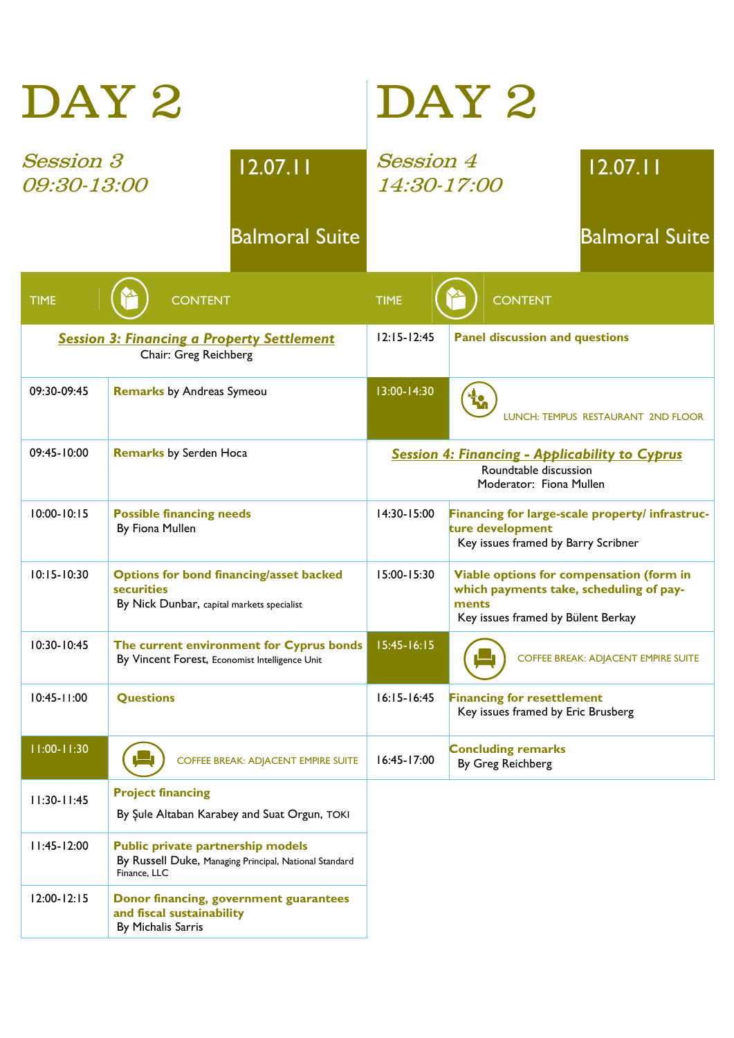# DAY 2

## *Session 3*
## *09:30-13:00*

12.07.11

Balmoral Suite

| TIME | CONTENT |
|---|---|
| ***Session 3: Financing a Property Settlement*** Chair: Greg Reichberg | |
| 09:30-09:45 | **Remarks** by Andreas Symeou |
| 09:45-10:00 | **Remarks** by Serden Hoca |
| 10:00-10:15 | **Possible financing needs** By Fiona Mullen |
| 10:15-10:30 | **Options for bond financing/asset backed securities** By Nick Dunbar, capital markets specialist |
| 10:30-10:45 | **The current environment for Cyprus bonds** By Vincent Forest, Economist Intelligence Unit |
| 10:45-11:00 | **Questions** |
| 11:00-11:30 | COFFEE BREAK: ADJACENT EMPIRE SUITE |
| 11:30-11:45 | **Project financing** By Şule Altaban Karabey and Suat Orgun, TOKI |
| 11:45-12:00 | **Public private partnership models** By Russell Duke, Managing Principal, National Standard Finance, LLC |
| 12:00-12:15 | **Donor financing, government guarantees and fiscal sustainability** By Michalis Sarris |
| 12:15-12:45 | **Panel discussion and questions** |
| 13:00-14:30 | LUNCH: TEMPUS RESTAURANT 2ND FLOOR |

# DAY 2

## *Session 4*
## *14:30-17:00*

12.07.11

Balmoral Suite

| TIME | CONTENT |
|---|---|
| ***Session 4: Financing - Applicability to Cyprus*** Roundtable discussion Moderator: Fiona Mullen | |
| 14:30-15:00 | **Financing for large-scale property/ infrastructure development** Key issues framed by Barry Scribner |
| 15:00-15:30 | **Viable options for compensation (form in which payments take, scheduling of payments** Key issues framed by Bülent Berkay |
| 15:45-16:15 | COFFEE BREAK: ADJACENT EMPIRE SUITE |
| 16:15-16:45 | **Financing for resettlement** Key issues framed by Eric Brusberg |
| 16:45-17:00 | **Concluding remarks** By Greg Reichberg |